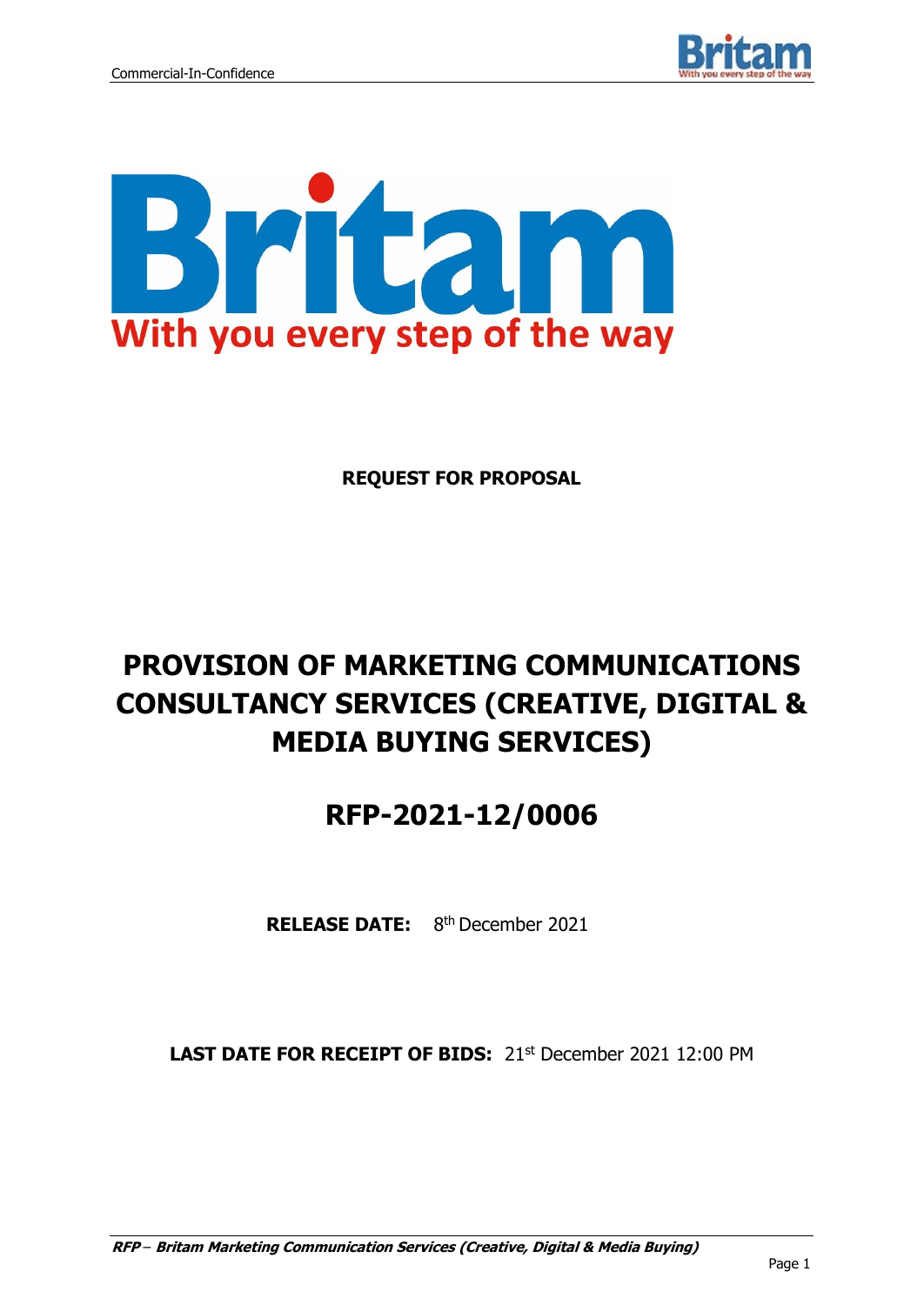Britam

With you every step of the way

**REQUEST FOR PROPOSAL**

# PROVISION OF MARKETING COMMUNICATIONS CONSULTANCY SERVICES (CREATIVE, DIGITAL & MEDIA BUYING SERVICES)

## RFP-2021-12/0006

**RELEASE DATE:** 8th December 2021

**LAST DATE FOR RECEIPT OF BIDS:** 21st December 2021 12:00 PM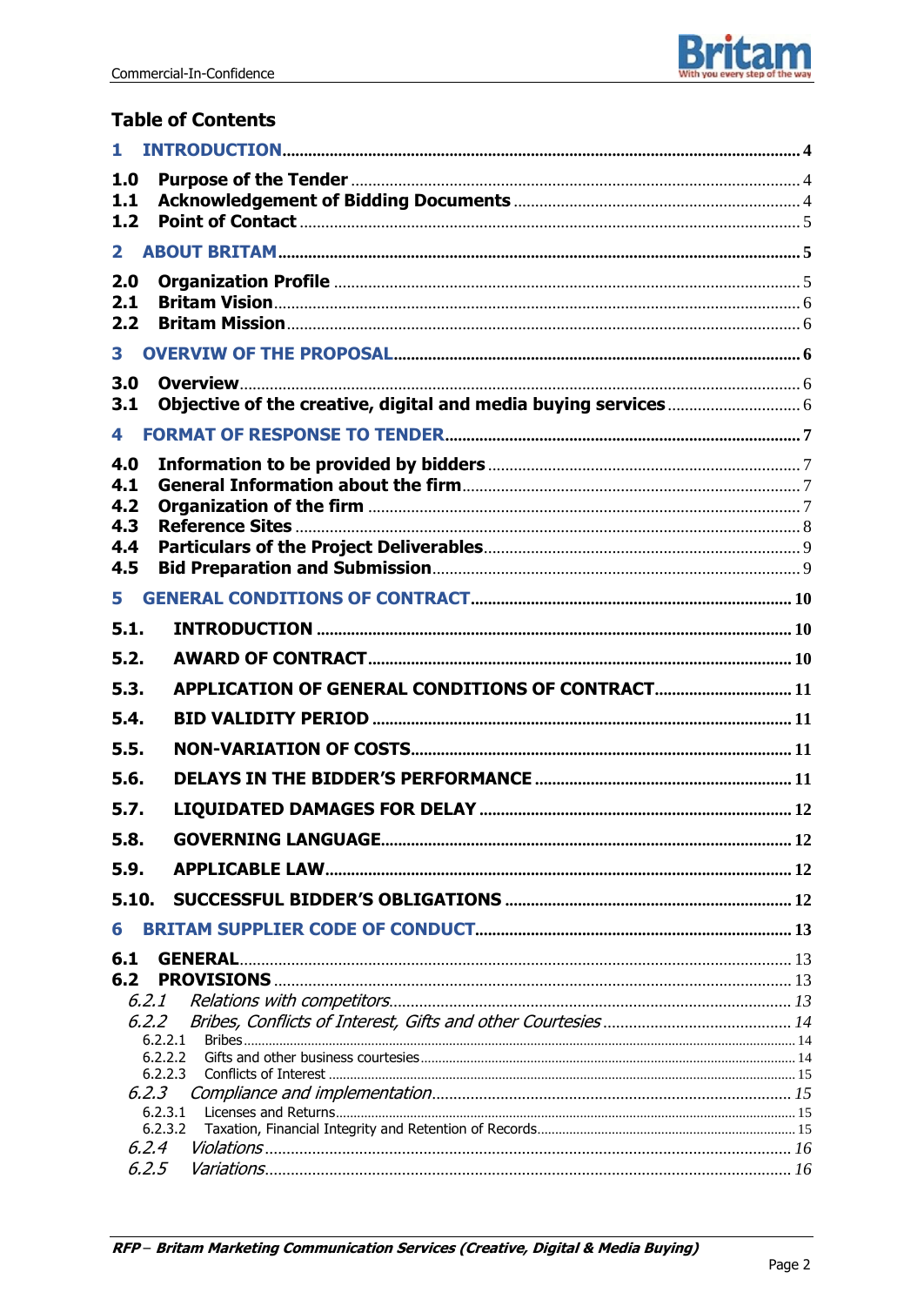# Table of Contents

**1 INTRODUCTION** ..... 4

- **1.0 Purpose of the Tender** ..... 4
- **1.1 Acknowledgement of Bidding Documents** ..... 4
- **1.2 Point of Contact** ..... 5

**2 ABOUT BRITAM** ..... 5

- **2.0 Organization Profile** ..... 5
- **2.1 Britam Vision** ..... 6
- **2.2 Britam Mission** ..... 6

**3 OVERVIW OF THE PROPOSAL** ..... 6

- **3.0 Overview** ..... 6
- **3.1 Objective of the creative, digital and media buying services** ..... 6

**4 FORMAT OF RESPONSE TO TENDER** ..... 7

- **4.0 Information to be provided by bidders** ..... 7
- **4.1 General Information about the firm** ..... 7
- **4.2 Organization of the firm** ..... 7
- **4.3 Reference Sites** ..... 8
- **4.4 Particulars of the Project Deliverables** ..... 9
- **4.5 Bid Preparation and Submission** ..... 9

**5 GENERAL CONDITIONS OF CONTRACT** ..... 10

- **5.1. INTRODUCTION** ..... 10
- **5.2. AWARD OF CONTRACT** ..... 10
- **5.3. APPLICATION OF GENERAL CONDITIONS OF CONTRACT** ..... 11
- **5.4. BID VALIDITY PERIOD** ..... 11
- **5.5. NON-VARIATION OF COSTS** ..... 11
- **5.6. DELAYS IN THE BIDDER'S PERFORMANCE** ..... 11
- **5.7. LIQUIDATED DAMAGES FOR DELAY** ..... 12
- **5.8. GOVERNING LANGUAGE** ..... 12
- **5.9. APPLICABLE LAW** ..... 12
- **5.10. SUCCESSFUL BIDDER'S OBLIGATIONS** ..... 12

**6 BRITAM SUPPLIER CODE OF CONDUCT** ..... 13

- **6.1 GENERAL** ..... 13
- **6.2 PROVISIONS** ..... 13
  - *6.2.1 Relations with competitors* ..... 13
  - *6.2.2 Bribes, Conflicts of Interest, Gifts and other Courtesies* ..... 14
    - 6.2.2.1 Bribes ..... 14
    - 6.2.2.2 Gifts and other business courtesies ..... 14
    - 6.2.2.3 Conflicts of Interest ..... 15
  - *6.2.3 Compliance and implementation* ..... 15
    - 6.2.3.1 Licenses and Returns ..... 15
    - 6.2.3.2 Taxation, Financial Integrity and Retention of Records ..... 15
  - *6.2.4 Violations* ..... 16
  - *6.2.5 Variations* ..... 16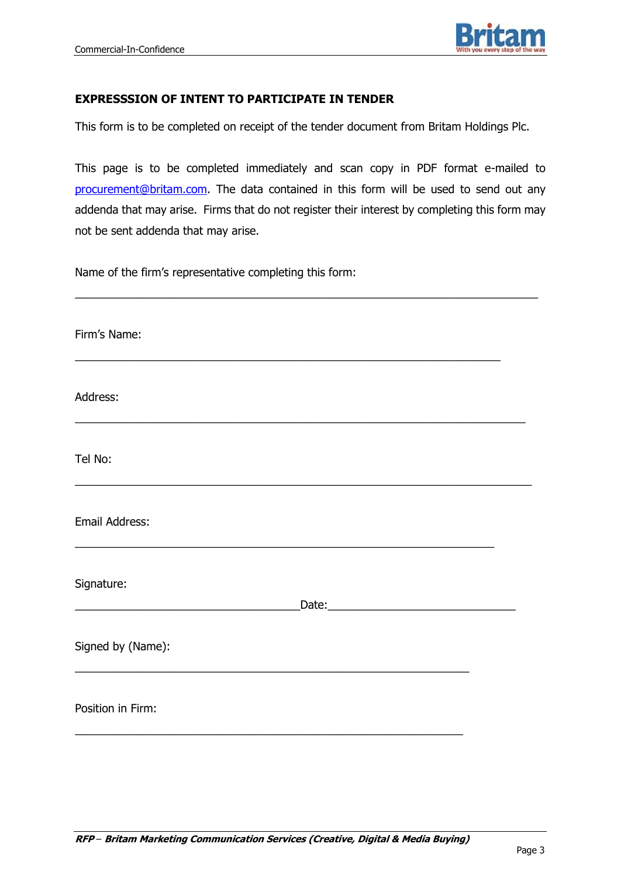**EXPRESSSION OF INTENT TO PARTICIPATE IN TENDER**

This form is to be completed on receipt of the tender document from Britam Holdings Plc.

This page is to be completed immediately and scan copy in PDF format e-mailed to procurement@britam.com. The data contained in this form will be used to send out any addenda that may arise. Firms that do not register their interest by completing this form may not be sent addenda that may arise.

Name of the firm's representative completing this form:

______________________________________________________________________

Firm's Name:

________________________________________________________________

Address:

____________________________________________________________________

Tel No:

_____________________________________________________________________

Email Address:

_______________________________________________________________

Signature:

__________________________________Date:____________________________

Signed by (Name):

___________________________________________________________

Position in Firm:

__________________________________________________________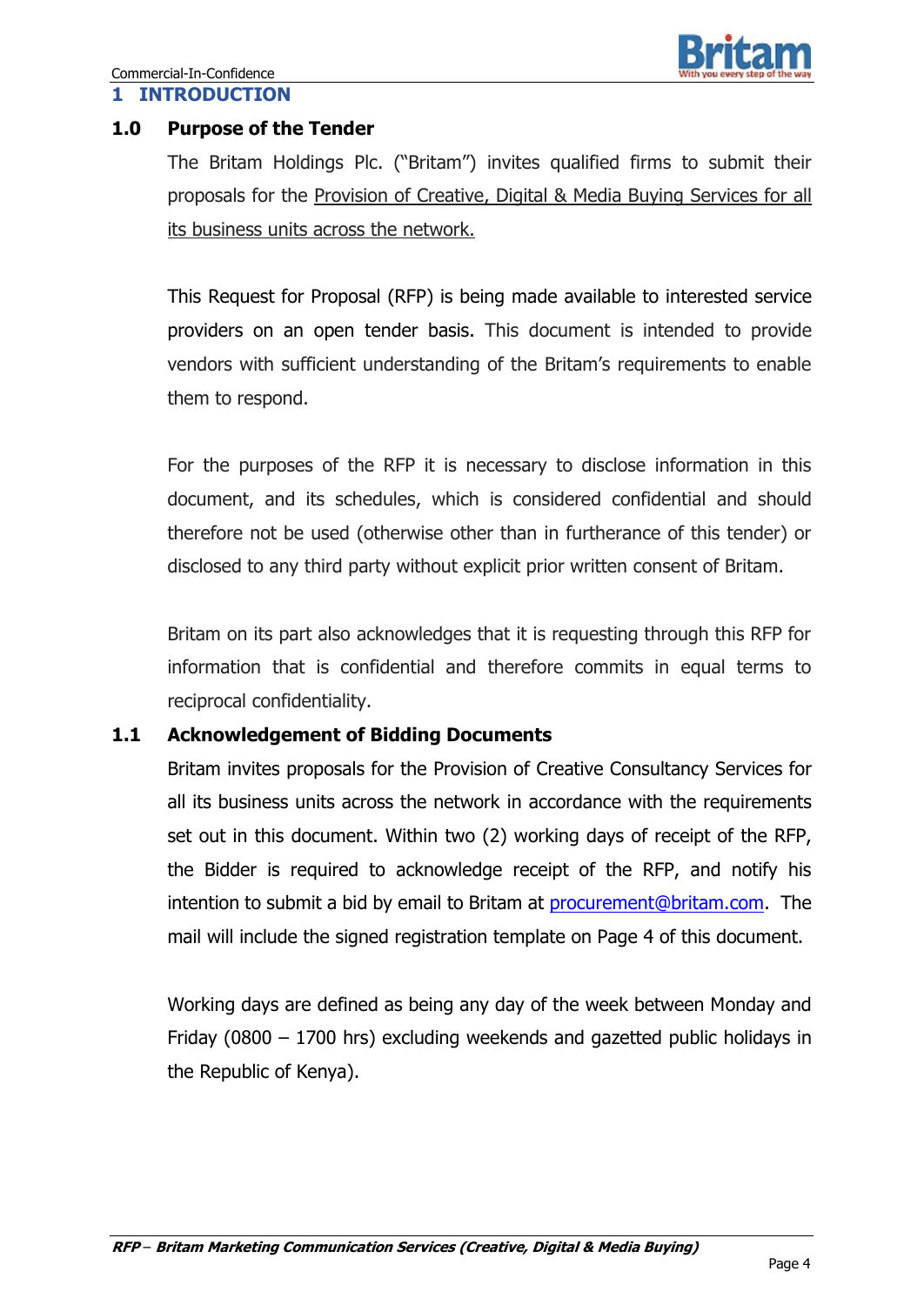# 1 INTRODUCTION

## 1.0 Purpose of the Tender

The Britam Holdings Plc. ("Britam") invites qualified firms to submit their proposals for the Provision of Creative, Digital & Media Buying Services for all its business units across the network.

This Request for Proposal (RFP) is being made available to interested service providers on an open tender basis. This document is intended to provide vendors with sufficient understanding of the Britam's requirements to enable them to respond.

For the purposes of the RFP it is necessary to disclose information in this document, and its schedules, which is considered confidential and should therefore not be used (otherwise other than in furtherance of this tender) or disclosed to any third party without explicit prior written consent of Britam.

Britam on its part also acknowledges that it is requesting through this RFP for information that is confidential and therefore commits in equal terms to reciprocal confidentiality.

## 1.1 Acknowledgement of Bidding Documents

Britam invites proposals for the Provision of Creative Consultancy Services for all its business units across the network in accordance with the requirements set out in this document. Within two (2) working days of receipt of the RFP, the Bidder is required to acknowledge receipt of the RFP, and notify his intention to submit a bid by email to Britam at procurement@britam.com. The mail will include the signed registration template on Page 4 of this document.

Working days are defined as being any day of the week between Monday and Friday (0800 – 1700 hrs) excluding weekends and gazetted public holidays in the Republic of Kenya).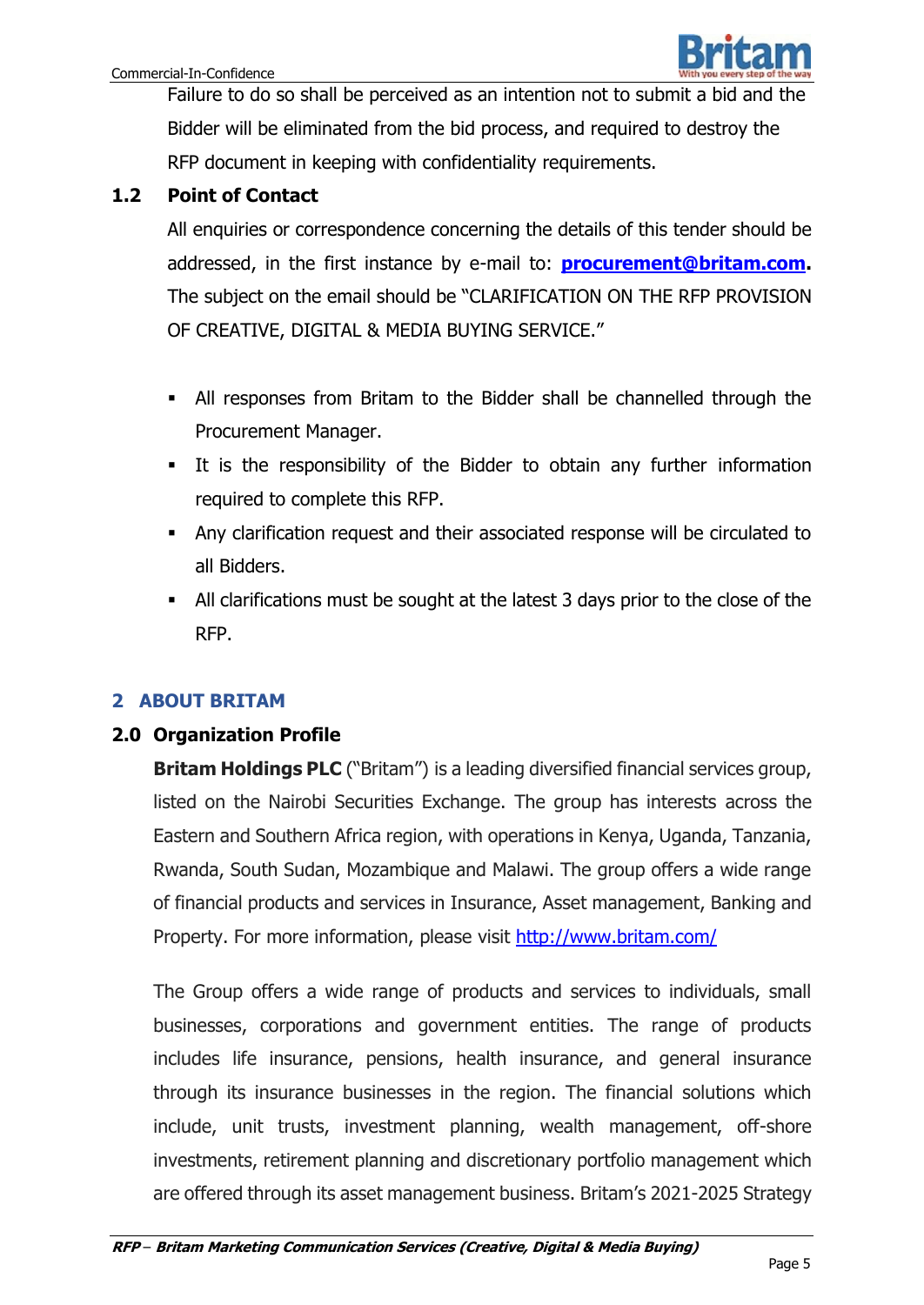Failure to do so shall be perceived as an intention not to submit a bid and the Bidder will be eliminated from the bid process, and required to destroy the RFP document in keeping with confidentiality requirements.

### 1.2 Point of Contact

All enquiries or correspondence concerning the details of this tender should be addressed, in the first instance by e-mail to: **procurement@britam.com.** The subject on the email should be "CLARIFICATION ON THE RFP PROVISION OF CREATIVE, DIGITAL & MEDIA BUYING SERVICE."

- All responses from Britam to the Bidder shall be channelled through the Procurement Manager.
- It is the responsibility of the Bidder to obtain any further information required to complete this RFP.
- Any clarification request and their associated response will be circulated to all Bidders.
- All clarifications must be sought at the latest 3 days prior to the close of the RFP.

## 2 ABOUT BRITAM

### 2.0 Organization Profile

**Britam Holdings PLC** ("Britam") is a leading diversified financial services group, listed on the Nairobi Securities Exchange. The group has interests across the Eastern and Southern Africa region, with operations in Kenya, Uganda, Tanzania, Rwanda, South Sudan, Mozambique and Malawi. The group offers a wide range of financial products and services in Insurance, Asset management, Banking and Property. For more information, please visit http://www.britam.com/

The Group offers a wide range of products and services to individuals, small businesses, corporations and government entities. The range of products includes life insurance, pensions, health insurance, and general insurance through its insurance businesses in the region. The financial solutions which include, unit trusts, investment planning, wealth management, off-shore investments, retirement planning and discretionary portfolio management which are offered through its asset management business. Britam's 2021-2025 Strategy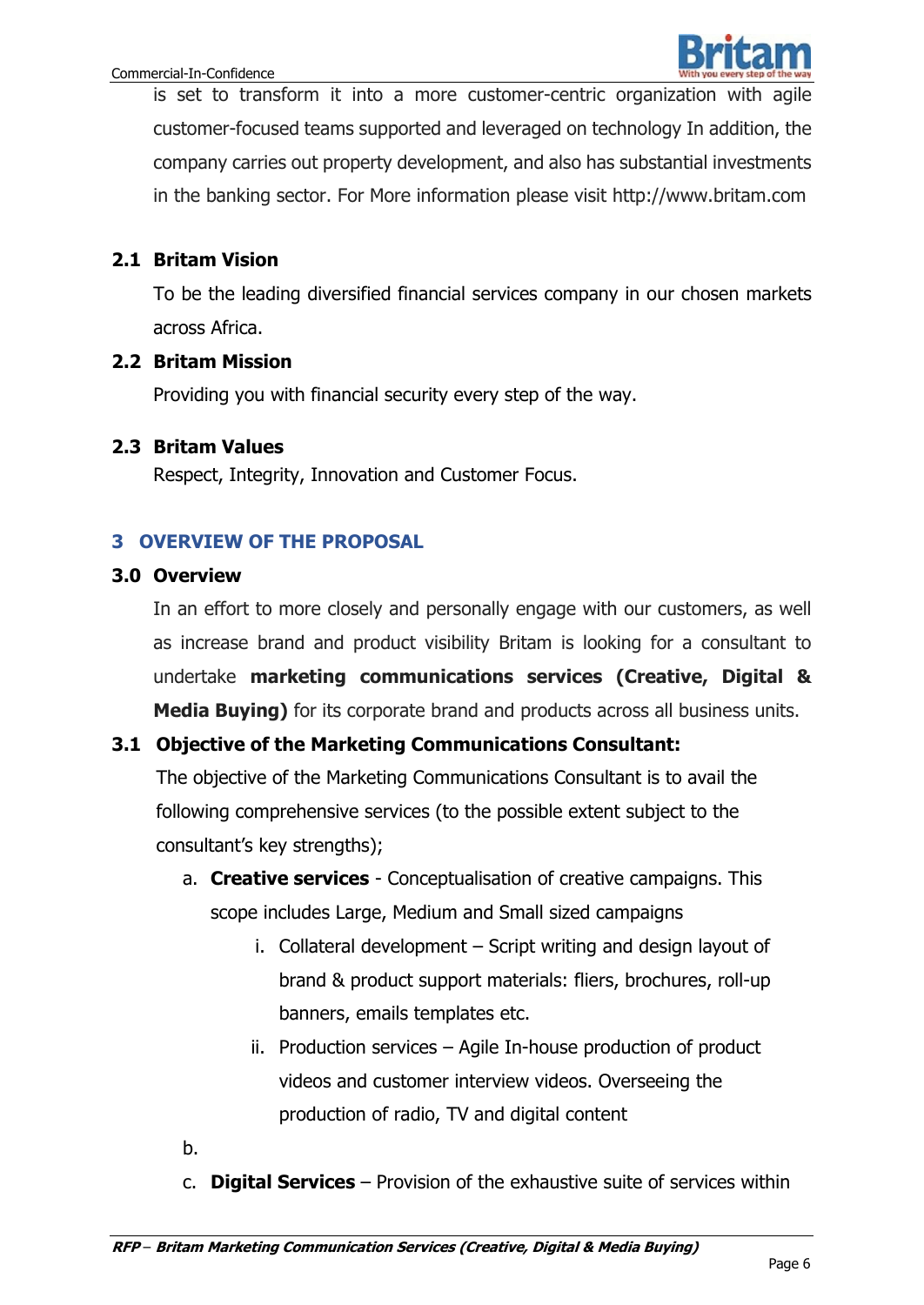is set to transform it into a more customer-centric organization with agile customer-focused teams supported and leveraged on technology In addition, the company carries out property development, and also has substantial investments in the banking sector. For More information please visit http://www.britam.com

### 2.1 Britam Vision

To be the leading diversified financial services company in our chosen markets across Africa.

### 2.2 Britam Mission

Providing you with financial security every step of the way.

### 2.3 Britam Values

Respect, Integrity, Innovation and Customer Focus.

## 3 OVERVIEW OF THE PROPOSAL

### 3.0 Overview

In an effort to more closely and personally engage with our customers, as well as increase brand and product visibility Britam is looking for a consultant to undertake **marketing communications services (Creative, Digital & Media Buying)** for its corporate brand and products across all business units.

### 3.1 Objective of the Marketing Communications Consultant:

The objective of the Marketing Communications Consultant is to avail the following comprehensive services (to the possible extent subject to the consultant's key strengths);

a. **Creative services** - Conceptualisation of creative campaigns. This scope includes Large, Medium and Small sized campaigns

   i. Collateral development – Script writing and design layout of brand & product support materials: fliers, brochures, roll-up banners, emails templates etc.

   ii. Production services – Agile In-house production of product videos and customer interview videos. Overseeing the production of radio, TV and digital content

b.

c. **Digital Services** – Provision of the exhaustive suite of services within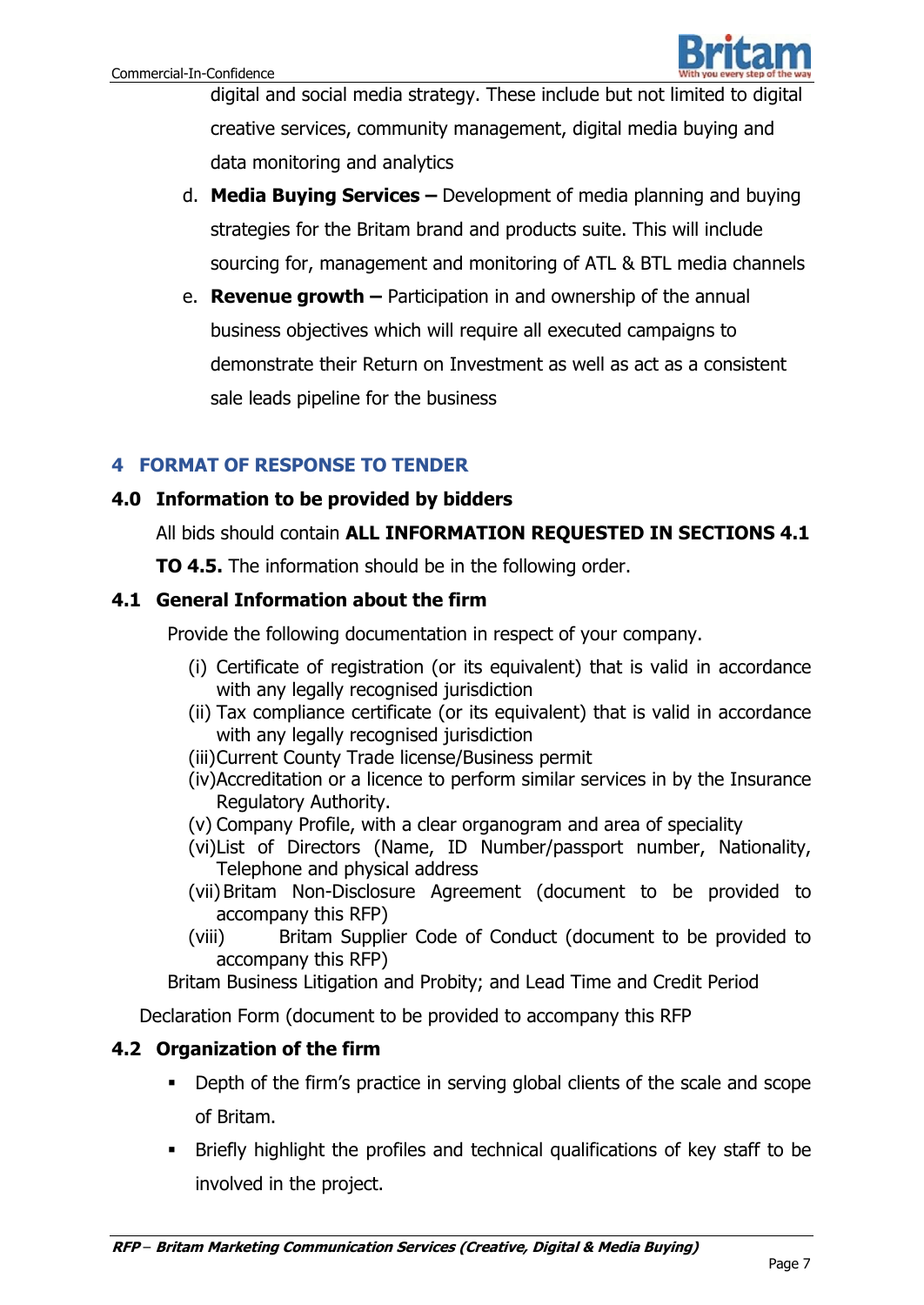digital and social media strategy. These include but not limited to digital creative services, community management, digital media buying and data monitoring and analytics

d. **Media Buying Services –** Development of media planning and buying strategies for the Britam brand and products suite. This will include sourcing for, management and monitoring of ATL & BTL media channels

e. **Revenue growth –** Participation in and ownership of the annual business objectives which will require all executed campaigns to demonstrate their Return on Investment as well as act as a consistent sale leads pipeline for the business

## 4 FORMAT OF RESPONSE TO TENDER

### 4.0 Information to be provided by bidders

All bids should contain **ALL INFORMATION REQUESTED IN SECTIONS 4.1 TO 4.5.** The information should be in the following order.

### 4.1 General Information about the firm

Provide the following documentation in respect of your company.

(i) Certificate of registration (or its equivalent) that is valid in accordance with any legally recognised jurisdiction
(ii) Tax compliance certificate (or its equivalent) that is valid in accordance with any legally recognised jurisdiction
(iii)Current County Trade license/Business permit
(iv)Accreditation or a licence to perform similar services in by the Insurance Regulatory Authority.
(v) Company Profile, with a clear organogram and area of speciality
(vi)List of Directors (Name, ID Number/passport number, Nationality, Telephone and physical address
(vii) Britam Non-Disclosure Agreement (document to be provided to accompany this RFP)
(viii) Britam Supplier Code of Conduct (document to be provided to accompany this RFP)

Britam Business Litigation and Probity; and Lead Time and Credit Period

Declaration Form (document to be provided to accompany this RFP

### 4.2 Organization of the firm

- Depth of the firm's practice in serving global clients of the scale and scope of Britam.
- Briefly highlight the profiles and technical qualifications of key staff to be involved in the project.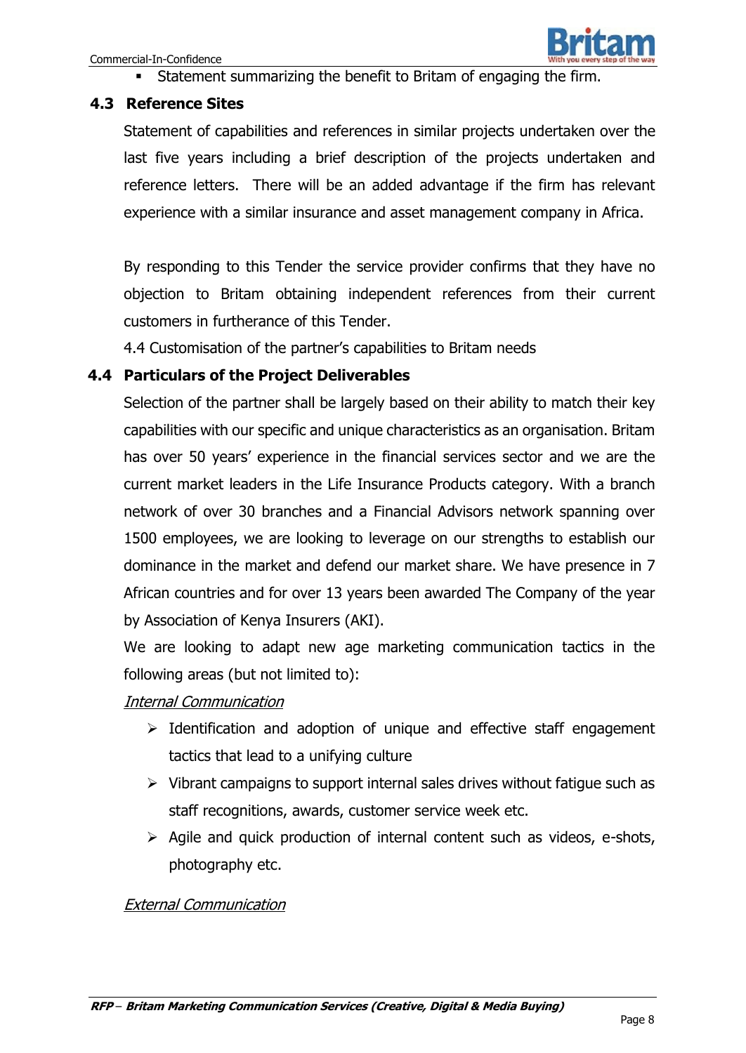- Statement summarizing the benefit to Britam of engaging the firm.

### 4.3 Reference Sites

Statement of capabilities and references in similar projects undertaken over the last five years including a brief description of the projects undertaken and reference letters. There will be an added advantage if the firm has relevant experience with a similar insurance and asset management company in Africa.

By responding to this Tender the service provider confirms that they have no objection to Britam obtaining independent references from their current customers in furtherance of this Tender.

4.4 Customisation of the partner's capabilities to Britam needs

### 4.4 Particulars of the Project Deliverables

Selection of the partner shall be largely based on their ability to match their key capabilities with our specific and unique characteristics as an organisation. Britam has over 50 years' experience in the financial services sector and we are the current market leaders in the Life Insurance Products category. With a branch network of over 30 branches and a Financial Advisors network spanning over 1500 employees, we are looking to leverage on our strengths to establish our dominance in the market and defend our market share. We have presence in 7 African countries and for over 13 years been awarded The Company of the year by Association of Kenya Insurers (AKI).

We are looking to adapt new age marketing communication tactics in the following areas (but not limited to):

*Internal Communication*

- Identification and adoption of unique and effective staff engagement tactics that lead to a unifying culture
- Vibrant campaigns to support internal sales drives without fatigue such as staff recognitions, awards, customer service week etc.
- Agile and quick production of internal content such as videos, e-shots, photography etc.

*External Communication*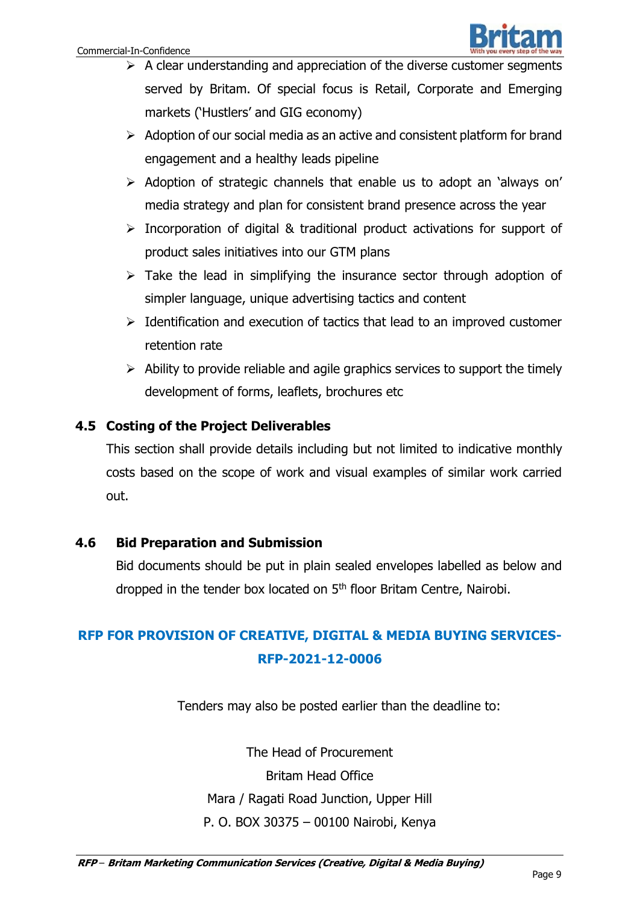- A clear understanding and appreciation of the diverse customer segments served by Britam. Of special focus is Retail, Corporate and Emerging markets ('Hustlers' and GIG economy)
- Adoption of our social media as an active and consistent platform for brand engagement and a healthy leads pipeline
- Adoption of strategic channels that enable us to adopt an 'always on' media strategy and plan for consistent brand presence across the year
- Incorporation of digital & traditional product activations for support of product sales initiatives into our GTM plans
- Take the lead in simplifying the insurance sector through adoption of simpler language, unique advertising tactics and content
- Identification and execution of tactics that lead to an improved customer retention rate
- Ability to provide reliable and agile graphics services to support the timely development of forms, leaflets, brochures etc

### 4.5 Costing of the Project Deliverables

This section shall provide details including but not limited to indicative monthly costs based on the scope of work and visual examples of similar work carried out.

### 4.6 Bid Preparation and Submission

Bid documents should be put in plain sealed envelopes labelled as below and dropped in the tender box located on 5th floor Britam Centre, Nairobi.

**RFP FOR PROVISION OF CREATIVE, DIGITAL & MEDIA BUYING SERVICES-RFP-2021-12-0006**

Tenders may also be posted earlier than the deadline to:

The Head of Procurement
Britam Head Office
Mara / Ragati Road Junction, Upper Hill
P. O. BOX 30375 – 00100 Nairobi, Kenya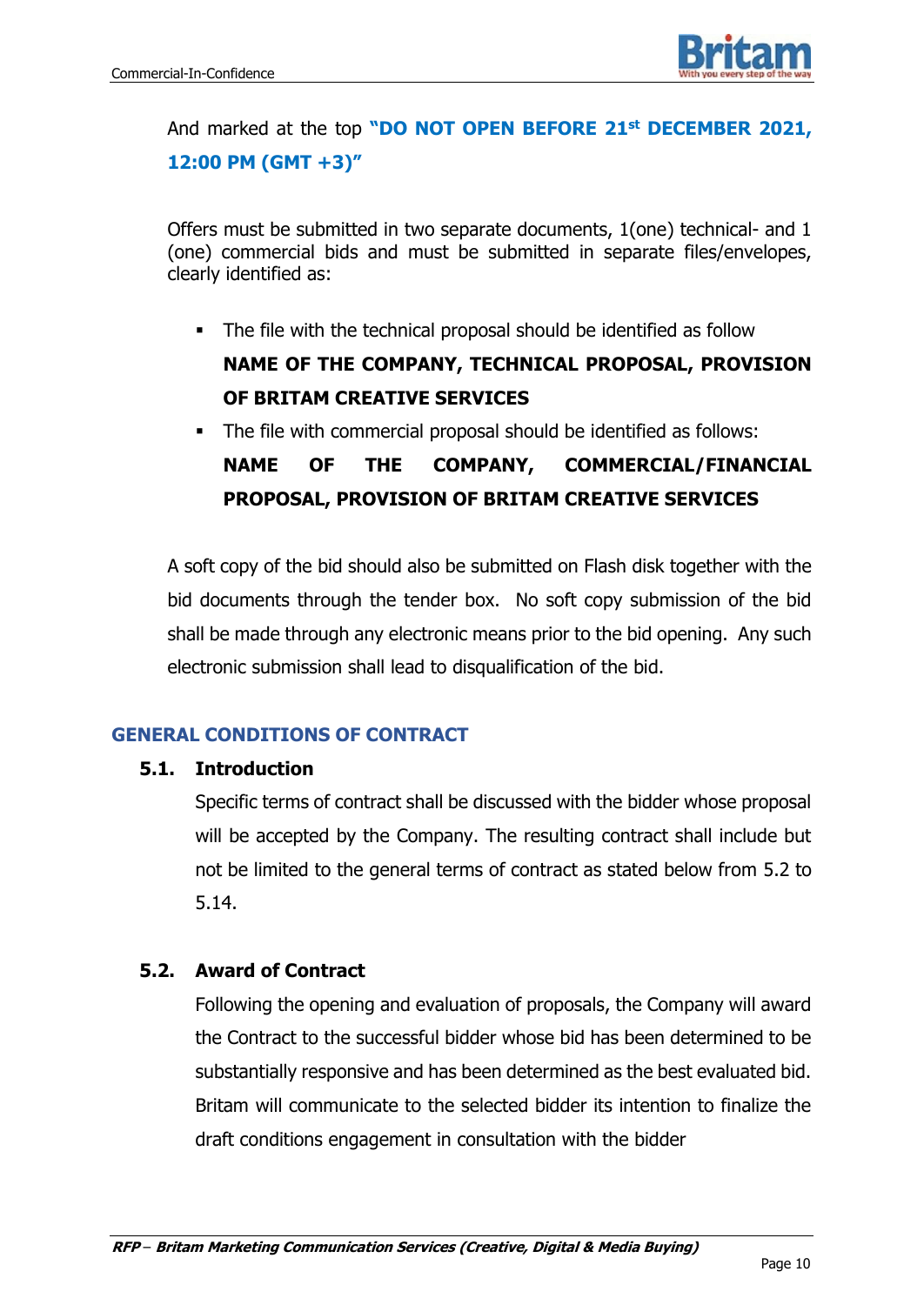And marked at the top **"DO NOT OPEN BEFORE 21st DECEMBER 2021, 12:00 PM (GMT +3)"**

Offers must be submitted in two separate documents, 1(one) technical- and 1 (one) commercial bids and must be submitted in separate files/envelopes, clearly identified as:

- The file with the technical proposal should be identified as follow **NAME OF THE COMPANY, TECHNICAL PROPOSAL, PROVISION OF BRITAM CREATIVE SERVICES**
- The file with commercial proposal should be identified as follows: **NAME OF THE COMPANY, COMMERCIAL/FINANCIAL PROPOSAL, PROVISION OF BRITAM CREATIVE SERVICES**

A soft copy of the bid should also be submitted on Flash disk together with the bid documents through the tender box. No soft copy submission of the bid shall be made through any electronic means prior to the bid opening. Any such electronic submission shall lead to disqualification of the bid.

## GENERAL CONDITIONS OF CONTRACT

### 5.1. Introduction

Specific terms of contract shall be discussed with the bidder whose proposal will be accepted by the Company. The resulting contract shall include but not be limited to the general terms of contract as stated below from 5.2 to 5.14.

### 5.2. Award of Contract

Following the opening and evaluation of proposals, the Company will award the Contract to the successful bidder whose bid has been determined to be substantially responsive and has been determined as the best evaluated bid. Britam will communicate to the selected bidder its intention to finalize the draft conditions engagement in consultation with the bidder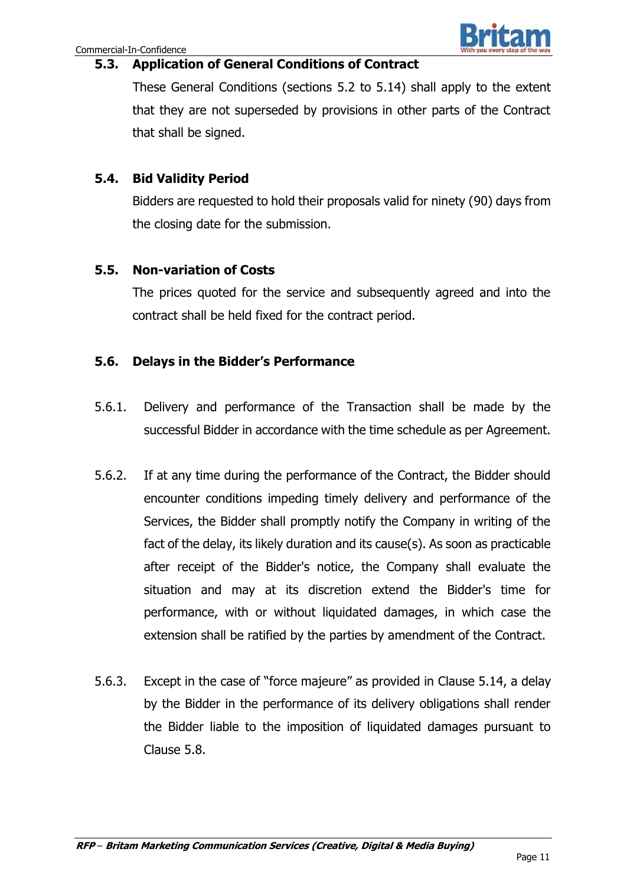### 5.3. Application of General Conditions of Contract

These General Conditions (sections 5.2 to 5.14) shall apply to the extent that they are not superseded by provisions in other parts of the Contract that shall be signed.

### 5.4. Bid Validity Period

Bidders are requested to hold their proposals valid for ninety (90) days from the closing date for the submission.

### 5.5. Non-variation of Costs

The prices quoted for the service and subsequently agreed and into the contract shall be held fixed for the contract period.

### 5.6. Delays in the Bidder’s Performance

5.6.1. Delivery and performance of the Transaction shall be made by the successful Bidder in accordance with the time schedule as per Agreement.

5.6.2. If at any time during the performance of the Contract, the Bidder should encounter conditions impeding timely delivery and performance of the Services, the Bidder shall promptly notify the Company in writing of the fact of the delay, its likely duration and its cause(s). As soon as practicable after receipt of the Bidder's notice, the Company shall evaluate the situation and may at its discretion extend the Bidder's time for performance, with or without liquidated damages, in which case the extension shall be ratified by the parties by amendment of the Contract.

5.6.3. Except in the case of “force majeure” as provided in Clause 5.14, a delay by the Bidder in the performance of its delivery obligations shall render the Bidder liable to the imposition of liquidated damages pursuant to Clause 5.8.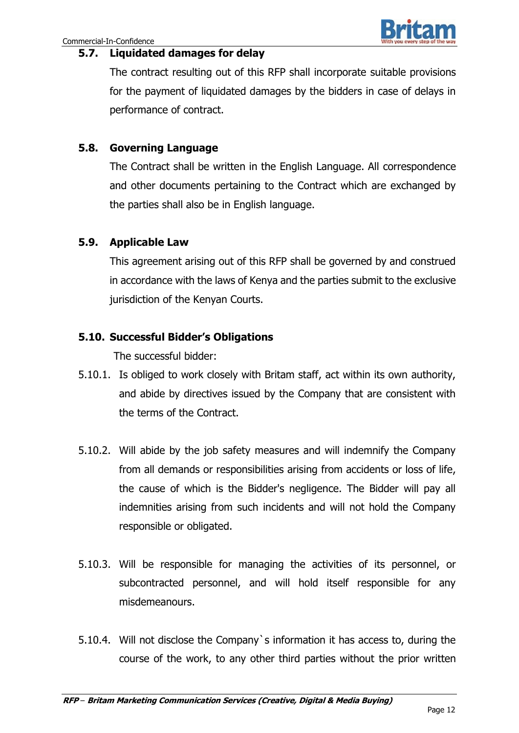### 5.7. Liquidated damages for delay

The contract resulting out of this RFP shall incorporate suitable provisions for the payment of liquidated damages by the bidders in case of delays in performance of contract.

### 5.8. Governing Language

The Contract shall be written in the English Language. All correspondence and other documents pertaining to the Contract which are exchanged by the parties shall also be in English language.

### 5.9. Applicable Law

This agreement arising out of this RFP shall be governed by and construed in accordance with the laws of Kenya and the parties submit to the exclusive jurisdiction of the Kenyan Courts.

### 5.10. Successful Bidder's Obligations

The successful bidder:

5.10.1. Is obliged to work closely with Britam staff, act within its own authority, and abide by directives issued by the Company that are consistent with the terms of the Contract.

5.10.2. Will abide by the job safety measures and will indemnify the Company from all demands or responsibilities arising from accidents or loss of life, the cause of which is the Bidder's negligence. The Bidder will pay all indemnities arising from such incidents and will not hold the Company responsible or obligated.

5.10.3. Will be responsible for managing the activities of its personnel, or subcontracted personnel, and will hold itself responsible for any misdemeanours.

5.10.4. Will not disclose the Company`s information it has access to, during the course of the work, to any other third parties without the prior written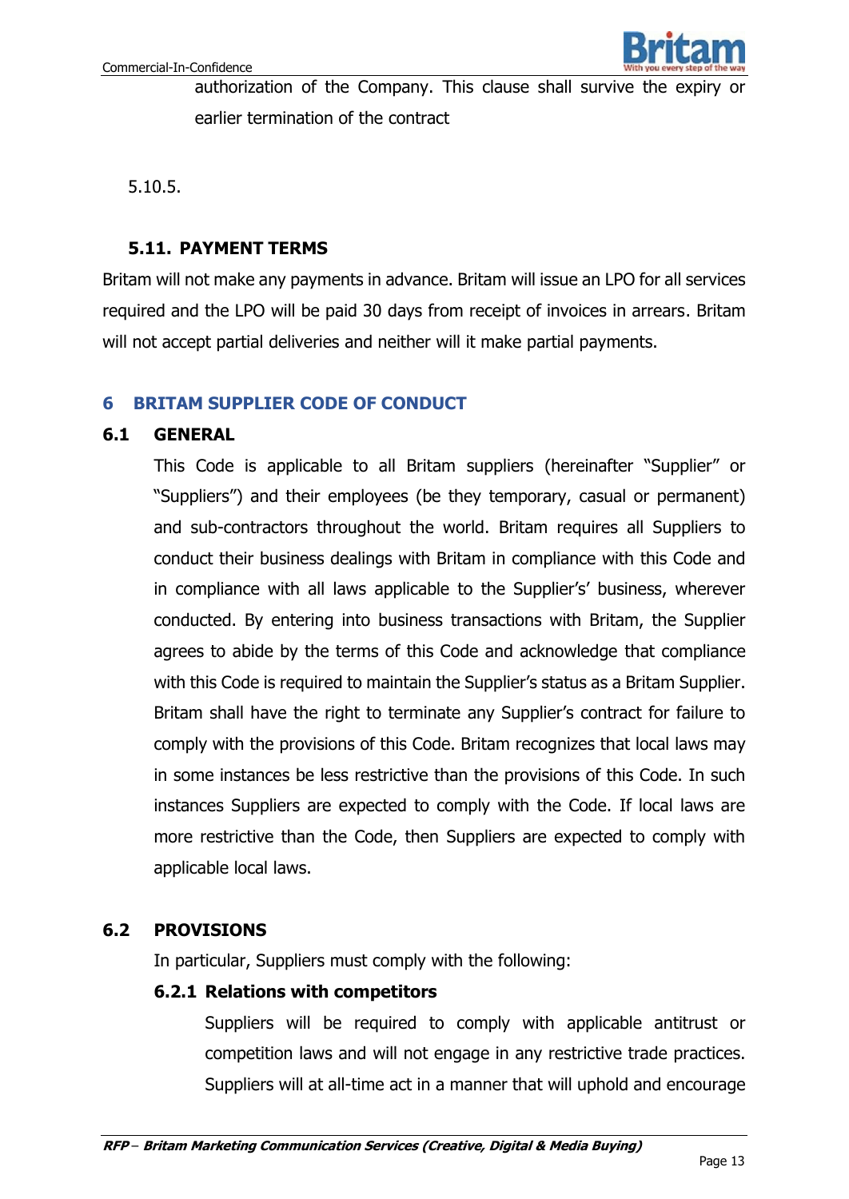authorization of the Company. This clause shall survive the expiry or earlier termination of the contract

5.10.5.

### 5.11. PAYMENT TERMS

Britam will not make any payments in advance. Britam will issue an LPO for all services required and the LPO will be paid 30 days from receipt of invoices in arrears. Britam will not accept partial deliveries and neither will it make partial payments.

## 6 BRITAM SUPPLIER CODE OF CONDUCT

### 6.1 GENERAL

This Code is applicable to all Britam suppliers (hereinafter "Supplier" or "Suppliers") and their employees (be they temporary, casual or permanent) and sub-contractors throughout the world. Britam requires all Suppliers to conduct their business dealings with Britam in compliance with this Code and in compliance with all laws applicable to the Supplier's' business, wherever conducted. By entering into business transactions with Britam, the Supplier agrees to abide by the terms of this Code and acknowledge that compliance with this Code is required to maintain the Supplier's status as a Britam Supplier. Britam shall have the right to terminate any Supplier's contract for failure to comply with the provisions of this Code. Britam recognizes that local laws may in some instances be less restrictive than the provisions of this Code. In such instances Suppliers are expected to comply with the Code. If local laws are more restrictive than the Code, then Suppliers are expected to comply with applicable local laws.

### 6.2 PROVISIONS

In particular, Suppliers must comply with the following:

#### 6.2.1 Relations with competitors

Suppliers will be required to comply with applicable antitrust or competition laws and will not engage in any restrictive trade practices. Suppliers will at all-time act in a manner that will uphold and encourage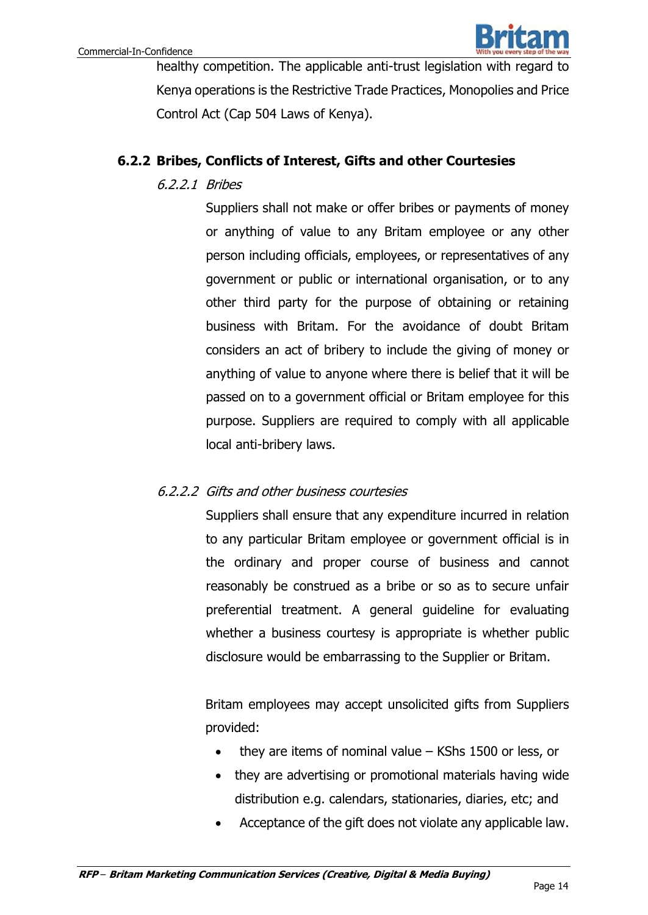healthy competition. The applicable anti-trust legislation with regard to Kenya operations is the Restrictive Trade Practices, Monopolies and Price Control Act (Cap 504 Laws of Kenya).

### 6.2.2 Bribes, Conflicts of Interest, Gifts and other Courtesies

#### *6.2.2.1 Bribes*

Suppliers shall not make or offer bribes or payments of money or anything of value to any Britam employee or any other person including officials, employees, or representatives of any government or public or international organisation, or to any other third party for the purpose of obtaining or retaining business with Britam. For the avoidance of doubt Britam considers an act of bribery to include the giving of money or anything of value to anyone where there is belief that it will be passed on to a government official or Britam employee for this purpose. Suppliers are required to comply with all applicable local anti-bribery laws.

#### *6.2.2.2 Gifts and other business courtesies*

Suppliers shall ensure that any expenditure incurred in relation to any particular Britam employee or government official is in the ordinary and proper course of business and cannot reasonably be construed as a bribe or so as to secure unfair preferential treatment. A general guideline for evaluating whether a business courtesy is appropriate is whether public disclosure would be embarrassing to the Supplier or Britam.

Britam employees may accept unsolicited gifts from Suppliers provided:

- they are items of nominal value – KShs 1500 or less, or
- they are advertising or promotional materials having wide distribution e.g. calendars, stationaries, diaries, etc; and
- Acceptance of the gift does not violate any applicable law.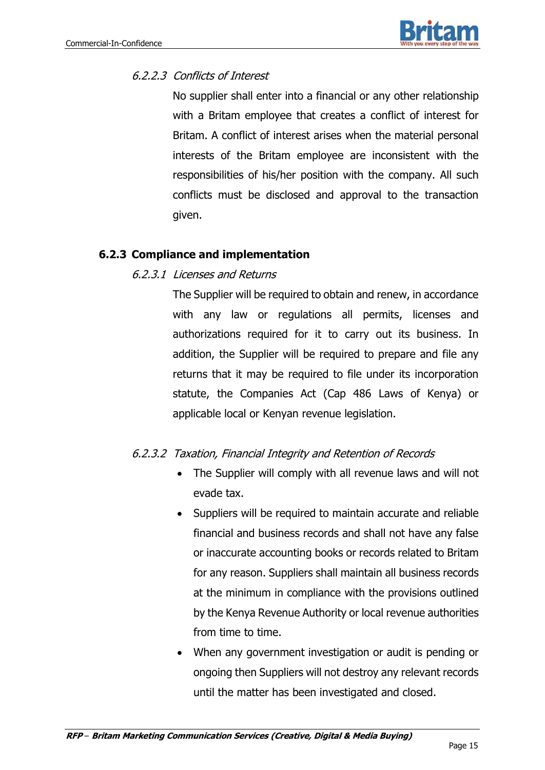#### *6.2.2.3 Conflicts of Interest*

No supplier shall enter into a financial or any other relationship with a Britam employee that creates a conflict of interest for Britam. A conflict of interest arises when the material personal interests of the Britam employee are inconsistent with the responsibilities of his/her position with the company. All such conflicts must be disclosed and approval to the transaction given.

### 6.2.3 Compliance and implementation

#### *6.2.3.1 Licenses and Returns*

The Supplier will be required to obtain and renew, in accordance with any law or regulations all permits, licenses and authorizations required for it to carry out its business. In addition, the Supplier will be required to prepare and file any returns that it may be required to file under its incorporation statute, the Companies Act (Cap 486 Laws of Kenya) or applicable local or Kenyan revenue legislation.

#### *6.2.3.2 Taxation, Financial Integrity and Retention of Records*

- The Supplier will comply with all revenue laws and will not evade tax.
- Suppliers will be required to maintain accurate and reliable financial and business records and shall not have any false or inaccurate accounting books or records related to Britam for any reason. Suppliers shall maintain all business records at the minimum in compliance with the provisions outlined by the Kenya Revenue Authority or local revenue authorities from time to time.
- When any government investigation or audit is pending or ongoing then Suppliers will not destroy any relevant records until the matter has been investigated and closed.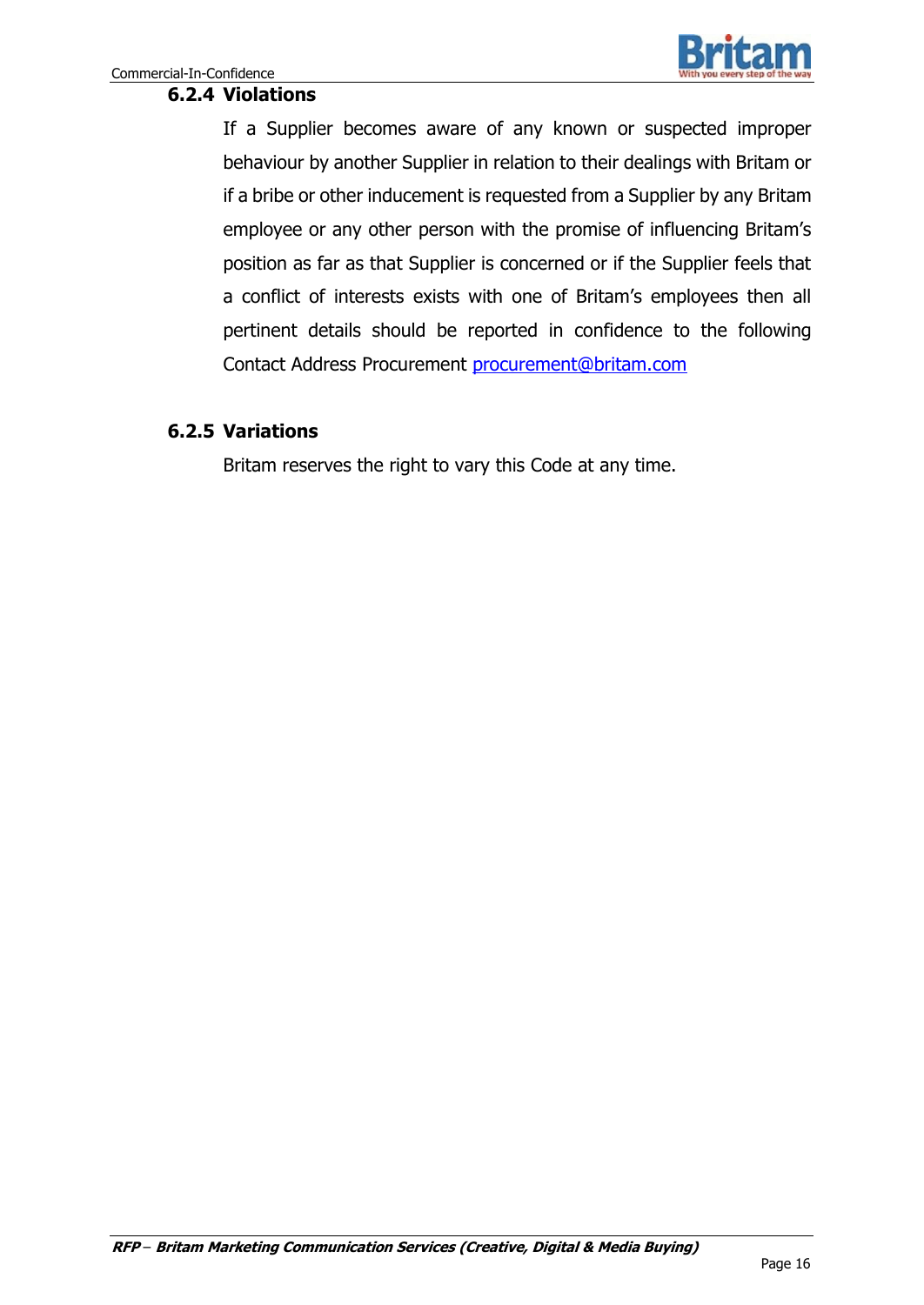### 6.2.4 Violations

If a Supplier becomes aware of any known or suspected improper behaviour by another Supplier in relation to their dealings with Britam or if a bribe or other inducement is requested from a Supplier by any Britam employee or any other person with the promise of influencing Britam's position as far as that Supplier is concerned or if the Supplier feels that a conflict of interests exists with one of Britam's employees then all pertinent details should be reported in confidence to the following Contact Address Procurement procurement@britam.com

### 6.2.5 Variations

Britam reserves the right to vary this Code at any time.